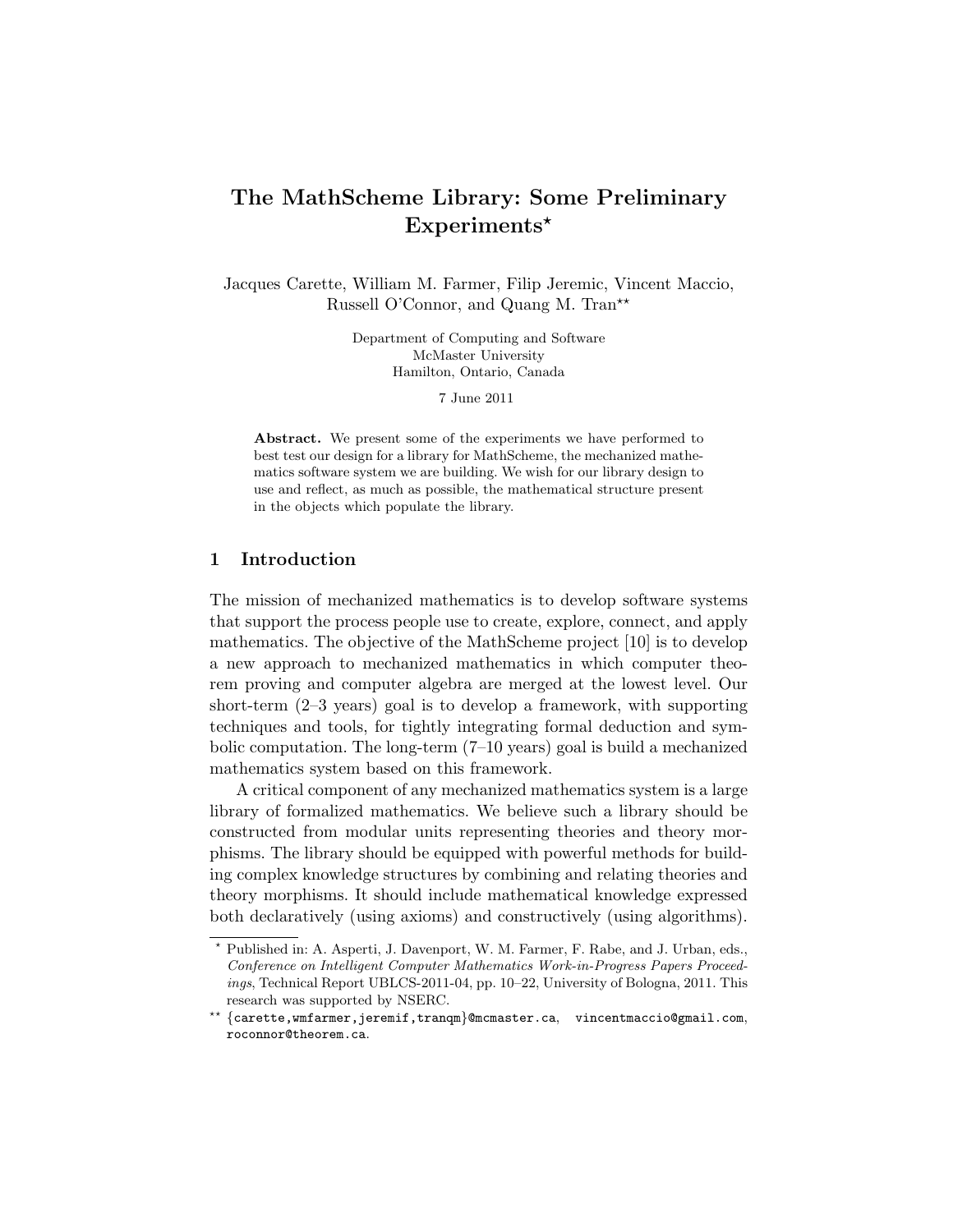# The MathScheme Library: Some Preliminary Experiments*

Jacques Carette, William M. Farmer, Filip Jeremic, Vincent Maccio, Russell O'Connor, and Quang M. Tran**

Department of Computing and Software
McMaster University
Hamilton, Ontario, Canada

7 June 2011

**Abstract.** We present some of the experiments we have performed to best test our design for a library for MathScheme, the mechanized mathematics software system we are building. We wish for our library design to use and reflect, as much as possible, the mathematical structure present in the objects which populate the library.

## 1 Introduction

The mission of mechanized mathematics is to develop software systems that support the process people use to create, explore, connect, and apply mathematics. The objective of the MathScheme project [10] is to develop a new approach to mechanized mathematics in which computer theorem proving and computer algebra are merged at the lowest level. Our short-term (2–3 years) goal is to develop a framework, with supporting techniques and tools, for tightly integrating formal deduction and symbolic computation. The long-term (7–10 years) goal is build a mechanized mathematics system based on this framework.

A critical component of any mechanized mathematics system is a large library of formalized mathematics. We believe such a library should be constructed from modular units representing theories and theory morphisms. The library should be equipped with powerful methods for building complex knowledge structures by combining and relating theories and theory morphisms. It should include mathematical knowledge expressed both declaratively (using axioms) and constructively (using algorithms).

---

* Published in: A. Asperti, J. Davenport, W. M. Farmer, F. Rabe, and J. Urban, eds., *Conference on Intelligent Computer Mathematics Work-in-Progress Papers Proceedings*, Technical Report UBLCS-2011-04, pp. 10–22, University of Bologna, 2011. This research was supported by NSERC.

** {carette,wmfarmer,jeremif,tranqm}@mcmaster.ca, vincentmaccio@gmail.com, roconnor@theorem.ca.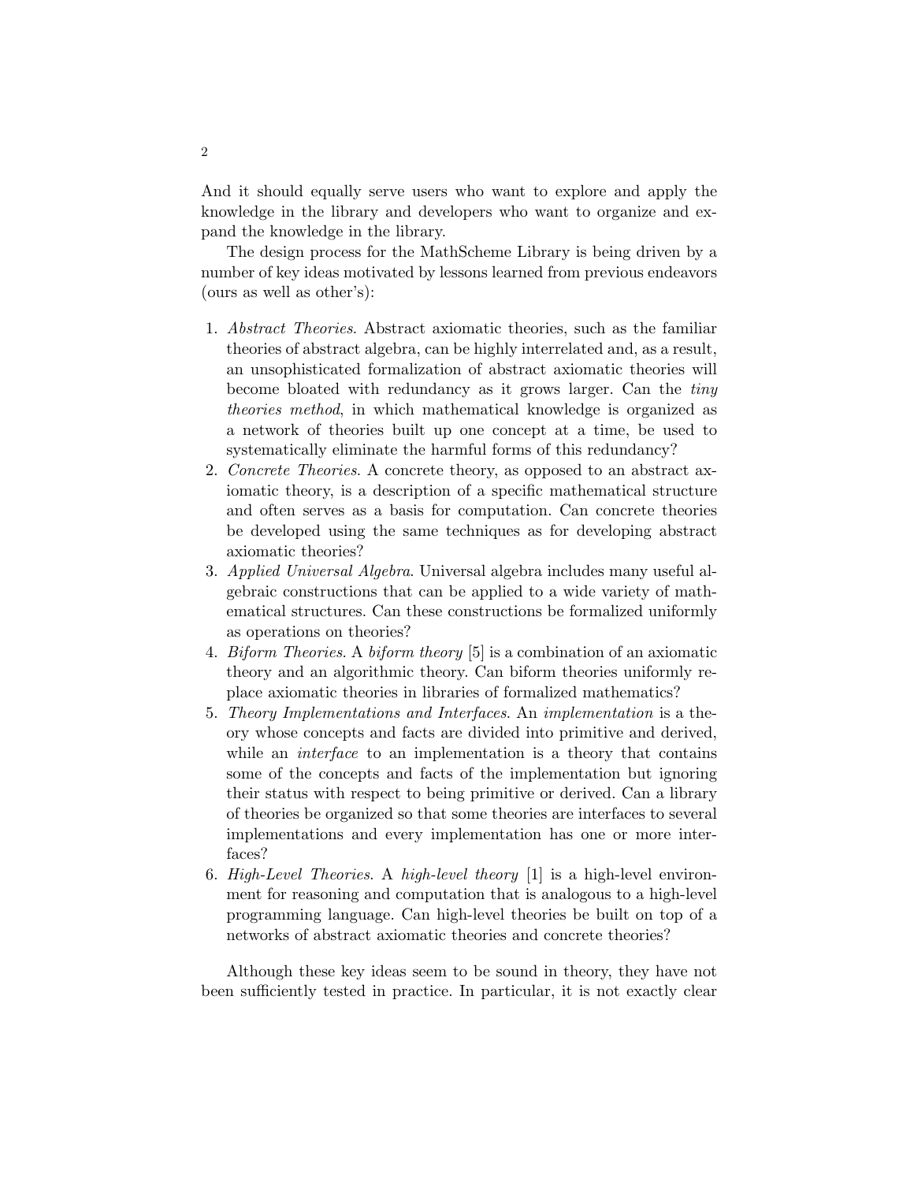And it should equally serve users who want to explore and apply the knowledge in the library and developers who want to organize and expand the knowledge in the library.

The design process for the MathScheme Library is being driven by a number of key ideas motivated by lessons learned from previous endeavors (ours as well as other's):

1. *Abstract Theories*. Abstract axiomatic theories, such as the familiar theories of abstract algebra, can be highly interrelated and, as a result, an unsophisticated formalization of abstract axiomatic theories will become bloated with redundancy as it grows larger. Can the *tiny theories method*, in which mathematical knowledge is organized as a network of theories built up one concept at a time, be used to systematically eliminate the harmful forms of this redundancy?
2. *Concrete Theories*. A concrete theory, as opposed to an abstract axiomatic theory, is a description of a specific mathematical structure and often serves as a basis for computation. Can concrete theories be developed using the same techniques as for developing abstract axiomatic theories?
3. *Applied Universal Algebra*. Universal algebra includes many useful algebraic constructions that can be applied to a wide variety of mathematical structures. Can these constructions be formalized uniformly as operations on theories?
4. *Biform Theories*. A *biform theory* [5] is a combination of an axiomatic theory and an algorithmic theory. Can biform theories uniformly replace axiomatic theories in libraries of formalized mathematics?
5. *Theory Implementations and Interfaces*. An *implementation* is a theory whose concepts and facts are divided into primitive and derived, while an *interface* to an implementation is a theory that contains some of the concepts and facts of the implementation but ignoring their status with respect to being primitive or derived. Can a library of theories be organized so that some theories are interfaces to several implementations and every implementation has one or more interfaces?
6. *High-Level Theories*. A *high-level theory* [1] is a high-level environment for reasoning and computation that is analogous to a high-level programming language. Can high-level theories be built on top of a networks of abstract axiomatic theories and concrete theories?

Although these key ideas seem to be sound in theory, they have not been sufficiently tested in practice. In particular, it is not exactly clear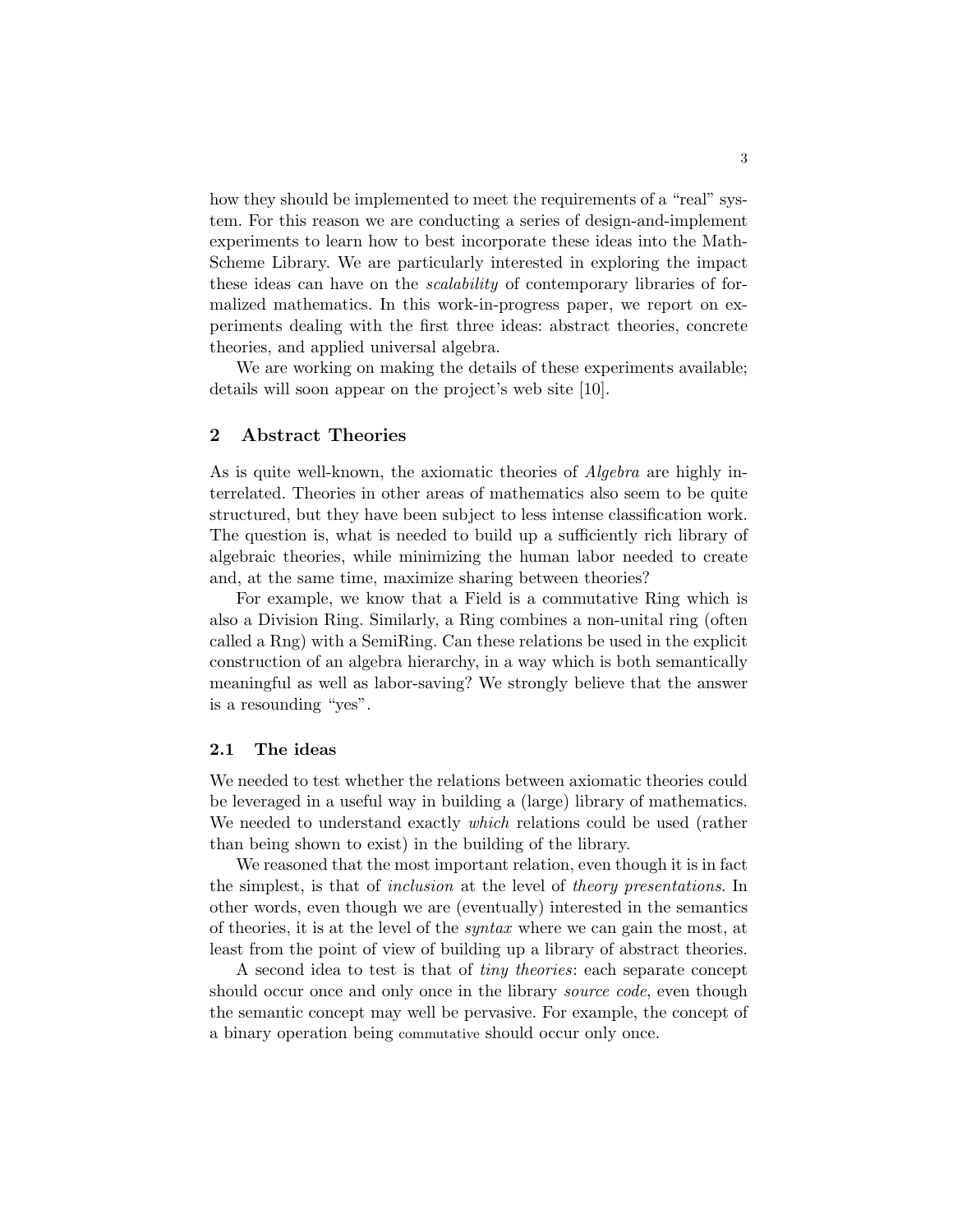how they should be implemented to meet the requirements of a "real" system. For this reason we are conducting a series of design-and-implement experiments to learn how to best incorporate these ideas into the MathScheme Library. We are particularly interested in exploring the impact these ideas can have on the *scalability* of contemporary libraries of formalized mathematics. In this work-in-progress paper, we report on experiments dealing with the first three ideas: abstract theories, concrete theories, and applied universal algebra.

We are working on making the details of these experiments available; details will soon appear on the project's web site [10].

## 2 Abstract Theories

As is quite well-known, the axiomatic theories of *Algebra* are highly interrelated. Theories in other areas of mathematics also seem to be quite structured, but they have been subject to less intense classification work. The question is, what is needed to build up a sufficiently rich library of algebraic theories, while minimizing the human labor needed to create and, at the same time, maximize sharing between theories?

For example, we know that a Field is a commutative Ring which is also a Division Ring. Similarly, a Ring combines a non-unital ring (often called a Rng) with a SemiRing. Can these relations be used in the explicit construction of an algebra hierarchy, in a way which is both semantically meaningful as well as labor-saving? We strongly believe that the answer is a resounding "yes".

### 2.1 The ideas

We needed to test whether the relations between axiomatic theories could be leveraged in a useful way in building a (large) library of mathematics. We needed to understand exactly *which* relations could be used (rather than being shown to exist) in the building of the library.

We reasoned that the most important relation, even though it is in fact the simplest, is that of *inclusion* at the level of *theory presentations*. In other words, even though we are (eventually) interested in the semantics of theories, it is at the level of the *syntax* where we can gain the most, at least from the point of view of building up a library of abstract theories.

A second idea to test is that of *tiny theories*: each separate concept should occur once and only once in the library *source code*, even though the semantic concept may well be pervasive. For example, the concept of a binary operation being commutative should occur only once.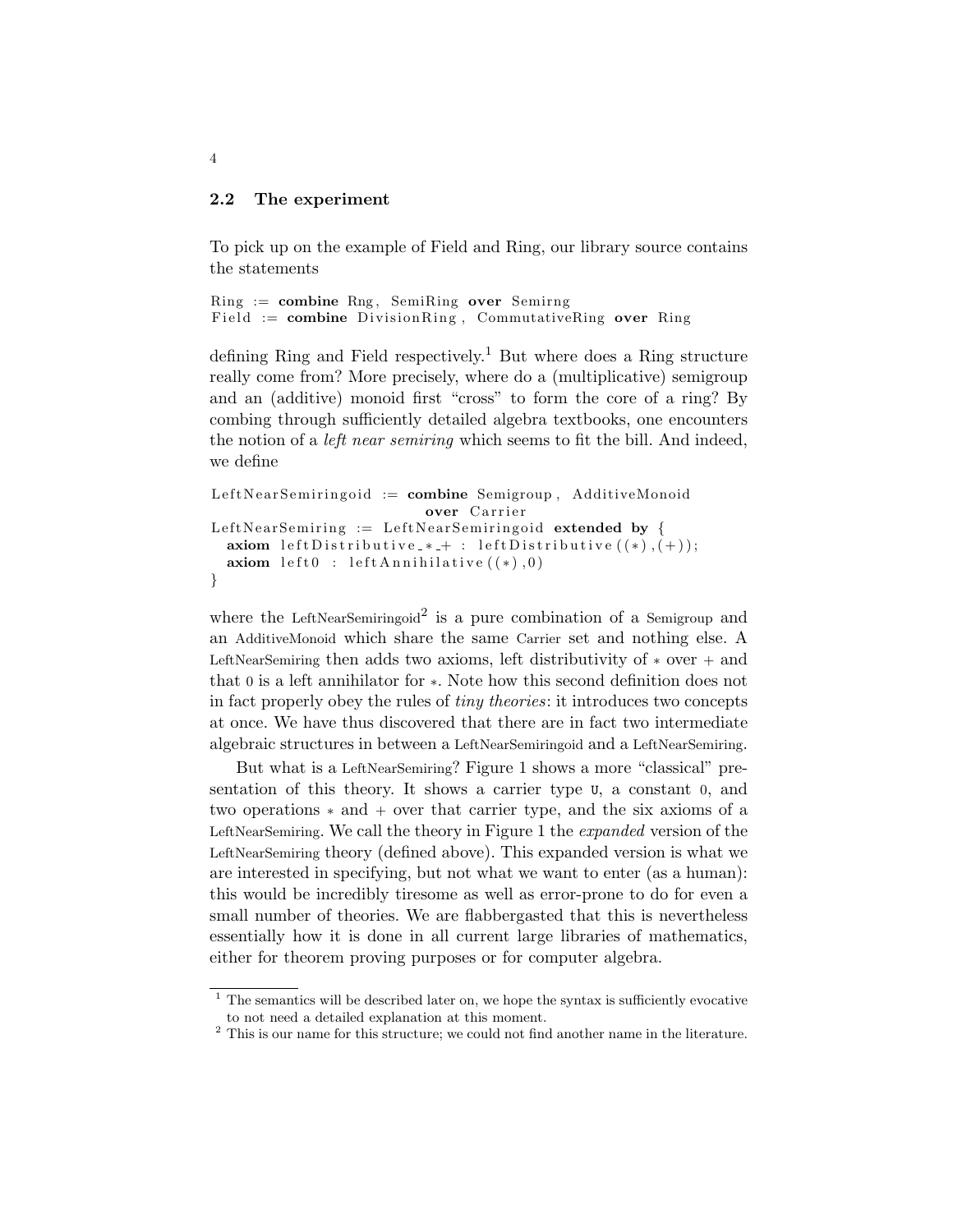### 2.2 The experiment

To pick up on the example of Field and Ring, our library source contains the statements

```
Ring := combine Rng, SemiRing over Semirng
Field := combine DivisionRing, CommutativeRing over Ring
```

defining Ring and Field respectively.[1] But where does a Ring structure really come from? More precisely, where do a (multiplicative) semigroup and an (additive) monoid first "cross" to form the core of a ring? By combing through sufficiently detailed algebra textbooks, one encounters the notion of a *left near semiring* which seems to fit the bill. And indeed, we define

```
LeftNearSemiringoid := combine Semigroup, AdditiveMonoid
                          over Carrier
LeftNearSemiring := LeftNearSemiringoid extended by {
  axiom leftDistributive_*_+ : leftDistributive((*),(+));
  axiom left0 : leftAnnihilative((*),0)
}
```

where the LeftNearSemiringoid[2] is a pure combination of a Semigroup and an AdditiveMonoid which share the same Carrier set and nothing else. A LeftNearSemiring then adds two axioms, left distributivity of $*$ over $+$ and that 0 is a left annihilator for $*$. Note how this second definition does not in fact properly obey the rules of *tiny theories*: it introduces two concepts at once. We have thus discovered that there are in fact two intermediate algebraic structures in between a LeftNearSemiringoid and a LeftNearSemiring.

But what is a LeftNearSemiring? Figure 1 shows a more "classical" presentation of this theory. It shows a carrier type U, a constant 0, and two operations $*$ and $+$ over that carrier type, and the six axioms of a LeftNearSemiring. We call the theory in Figure 1 the *expanded* version of the LeftNearSemiring theory (defined above). This expanded version is what we are interested in specifying, but not what we want to enter (as a human): this would be incredibly tiresome as well as error-prone to do for even a small number of theories. We are flabbergasted that this is nevertheless essentially how it is done in all current large libraries of mathematics, either for theorem proving purposes or for computer algebra.

---

[1] The semantics will be described later on, we hope the syntax is sufficiently evocative to not need a detailed explanation at this moment.

[2] This is our name for this structure; we could not find another name in the literature.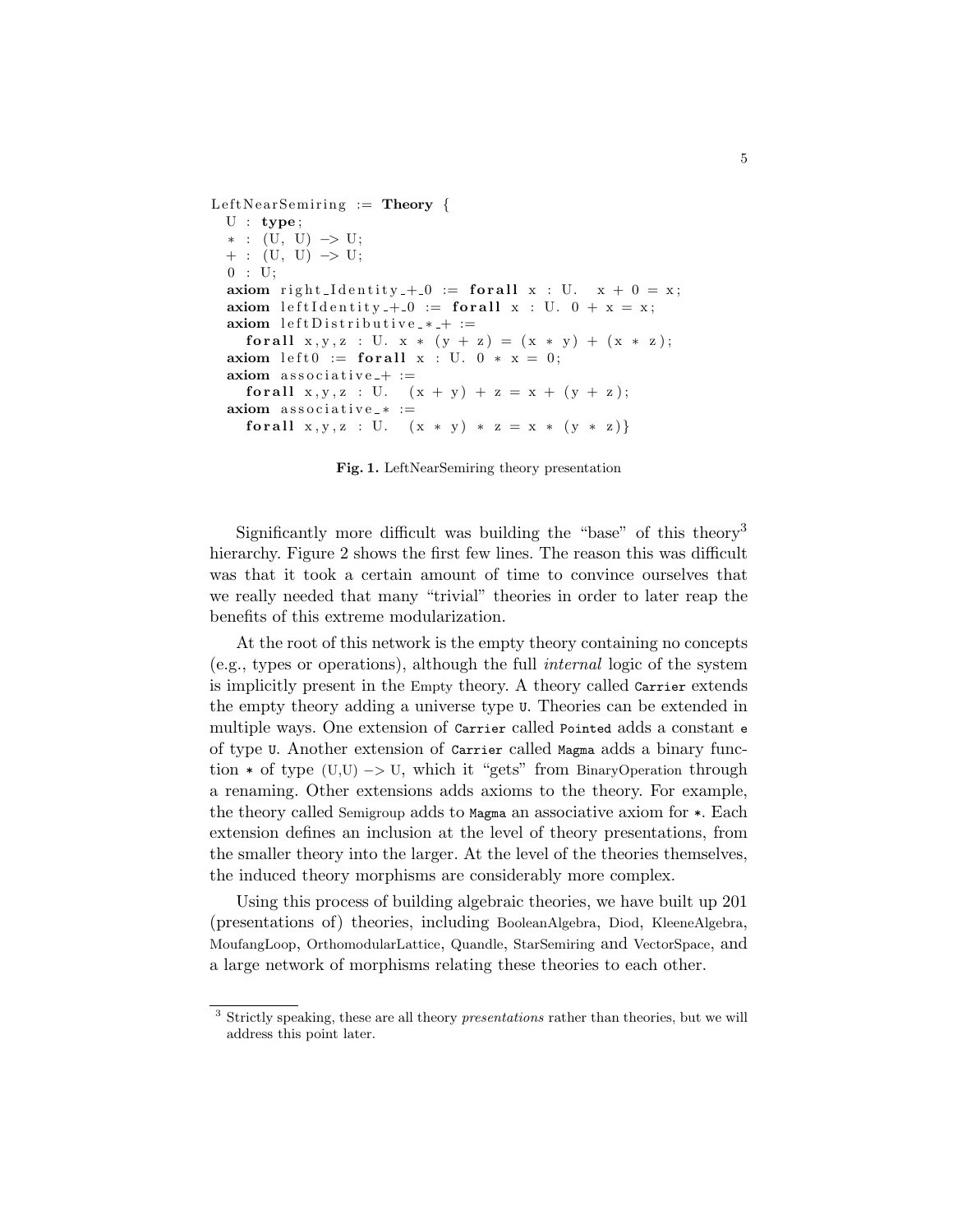```
LeftNearSemiring := Theory {
  U : type;
  * : (U, U) -> U;
  + : (U, U) -> U;
  0 : U;
  axiom right_Identity_+_0 := forall x : U.  x + 0 = x;
  axiom leftIdentity_+_0 := forall x : U. 0 + x = x;
  axiom leftDistributive_*_+ :=
    forall x,y,z : U. x * (y + z) = (x * y) + (x * z);
  axiom left0 := forall x : U. 0 * x = 0;
  axiom associative_+ :=
    forall x,y,z : U.  (x + y) + z = x + (y + z);
  axiom associative_* :=
    forall x,y,z : U.  (x * y) * z = x * (y * z)}
```

**Fig. 1.** LeftNearSemiring theory presentation

Significantly more difficult was building the "base" of this theory[3] hierarchy. Figure 2 shows the first few lines. The reason this was difficult was that it took a certain amount of time to convince ourselves that we really needed that many "trivial" theories in order to later reap the benefits of this extreme modularization.

At the root of this network is the empty theory containing no concepts (e.g., types or operations), although the full *internal* logic of the system is implicitly present in the Empty theory. A theory called `Carrier` extends the empty theory adding a universe type `U`. Theories can be extended in multiple ways. One extension of `Carrier` called `Pointed` adds a constant `e` of type `U`. Another extension of `Carrier` called `Magma` adds a binary function `*` of type (U,U) −> U, which it "gets" from BinaryOperation through a renaming. Other extensions adds axioms to the theory. For example, the theory called Semigroup adds to `Magma` an associative axiom for `*`. Each extension defines an inclusion at the level of theory presentations, from the smaller theory into the larger. At the level of the theories themselves, the induced theory morphisms are considerably more complex.

Using this process of building algebraic theories, we have built up 201 (presentations of) theories, including BooleanAlgebra, Diod, KleeneAlgebra, MoufangLoop, OrthomodularLattice, Quandle, StarSemiring and VectorSpace, and a large network of morphisms relating these theories to each other.

[3] Strictly speaking, these are all theory *presentations* rather than theories, but we will address this point later.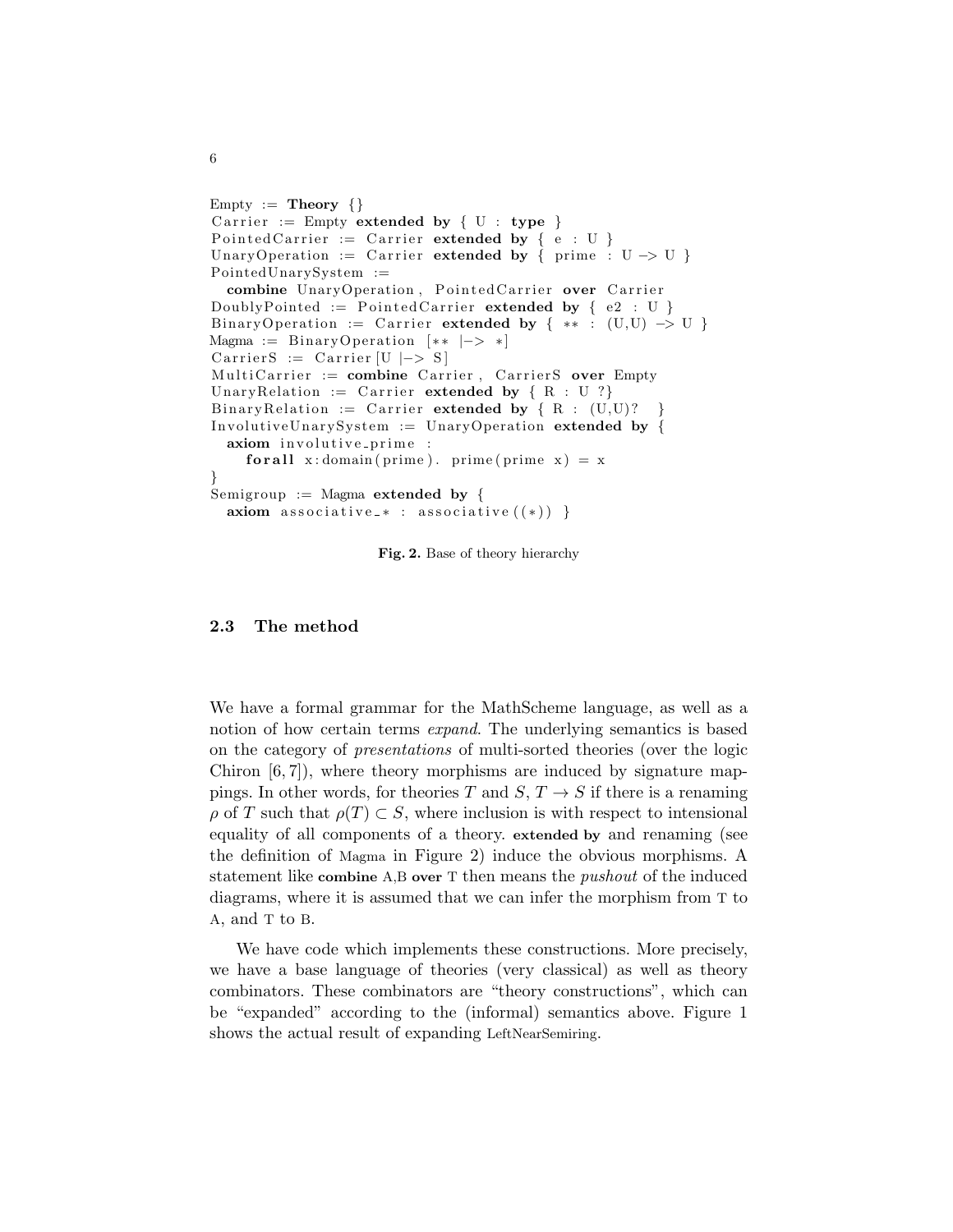```
Empty := Theory {}
Carrier := Empty extended by { U : type }
PointedCarrier := Carrier extended by { e : U }
UnaryOperation := Carrier extended by { prime : U -> U }
PointedUnarySystem :=
  combine UnaryOperation, PointedCarrier over Carrier
DoublyPointed := PointedCarrier extended by { e2 : U }
BinaryOperation := Carrier extended by { ** : (U,U) -> U }
Magma := BinaryOperation [** |-> *]
CarrierS := Carrier[U |-> S]
MultiCarrier := combine Carrier, CarrierS over Empty
UnaryRelation := Carrier extended by { R : U ?}
BinaryRelation := Carrier extended by { R : (U,U)?  }
InvolutiveUnarySystem := UnaryOperation extended by {
  axiom involutive_prime :
    forall x:domain(prime). prime(prime x) = x
}
Semigroup := Magma extended by {
  axiom associative_* : associative((*)) }
```

**Fig. 2.** Base of theory hierarchy

### 2.3 The method

We have a formal grammar for the MathScheme language, as well as a notion of how certain terms *expand*. The underlying semantics is based on the category of *presentations* of multi-sorted theories (over the logic Chiron [6, 7]), where theory morphisms are induced by signature mappings. In other words, for theories $T$ and $S$, $T \to S$ if there is a renaming $\rho$ of $T$ such that $\rho(T) \subset S$, where inclusion is with respect to intensional equality of all components of a theory. **extended by** and renaming (see the definition of Magma in Figure 2) induce the obvious morphisms. A statement like **combine** A,B **over** T then means the *pushout* of the induced diagrams, where it is assumed that we can infer the morphism from T to A, and T to B.

We have code which implements these constructions. More precisely, we have a base language of theories (very classical) as well as theory combinators. These combinators are "theory constructions", which can be "expanded" according to the (informal) semantics above. Figure 1 shows the actual result of expanding LeftNearSemiring.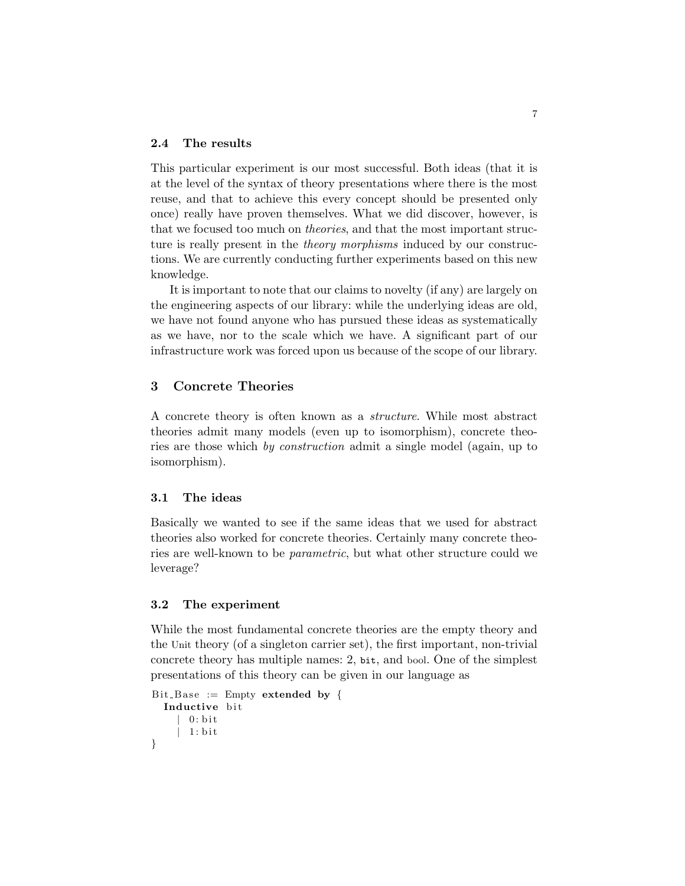### 2.4 The results

This particular experiment is our most successful. Both ideas (that it is at the level of the syntax of theory presentations where there is the most reuse, and that to achieve this every concept should be presented only once) really have proven themselves. What we did discover, however, is that we focused too much on *theories*, and that the most important structure is really present in the *theory morphisms* induced by our constructions. We are currently conducting further experiments based on this new knowledge.

It is important to note that our claims to novelty (if any) are largely on the engineering aspects of our library: while the underlying ideas are old, we have not found anyone who has pursued these ideas as systematically as we have, nor to the scale which we have. A significant part of our infrastructure work was forced upon us because of the scope of our library.

## 3 Concrete Theories

A concrete theory is often known as a *structure*. While most abstract theories admit many models (even up to isomorphism), concrete theories are those which *by construction* admit a single model (again, up to isomorphism).

### 3.1 The ideas

Basically we wanted to see if the same ideas that we used for abstract theories also worked for concrete theories. Certainly many concrete theories are well-known to be *parametric*, but what other structure could we leverage?

### 3.2 The experiment

While the most fundamental concrete theories are the empty theory and the Unit theory (of a singleton carrier set), the first important, non-trivial concrete theory has multiple names: 2, `bit`, and bool. One of the simplest presentations of this theory can be given in our language as

```
Bit_Base := Empty extended by {
  Inductive bit
    | 0: bit
    | 1: bit
}
```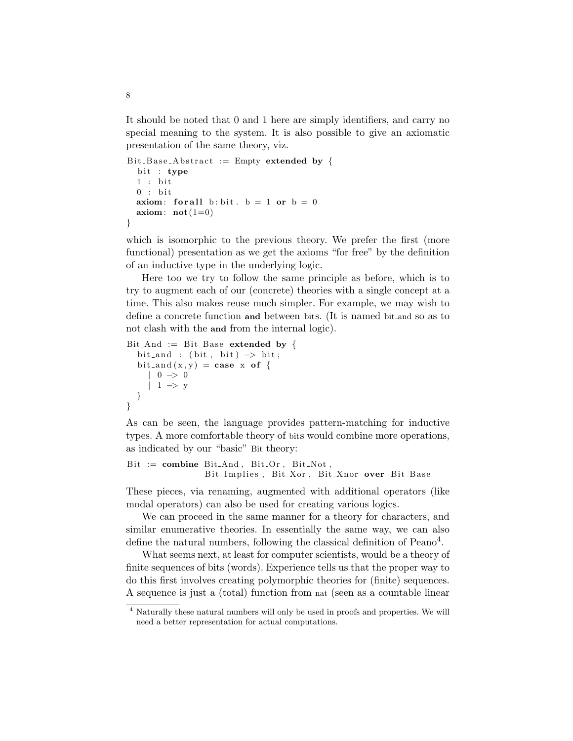It should be noted that 0 and 1 here are simply identifiers, and carry no special meaning to the system. It is also possible to give an axiomatic presentation of the same theory, viz.

```
Bit_Base_Abstract := Empty extended by {
  bit : type
  1 : bit
  0 : bit
  axiom: forall b:bit. b = 1 or b = 0
  axiom: not(1=0)
}
```

which is isomorphic to the previous theory. We prefer the first (more functional) presentation as we get the axioms "for free" by the definition of an inductive type in the underlying logic.

Here too we try to follow the same principle as before, which is to try to augment each of our (concrete) theories with a single concept at a time. This also makes reuse much simpler. For example, we may wish to define a concrete function **and** between bits. (It is named bit_and so as to not clash with the **and** from the internal logic).

```
Bit_And := Bit_Base extended by {
  bit_and : (bit, bit) -> bit;
  bit_and(x,y) = case x of {
    | 0 -> 0
    | 1 -> y
  }
}
```

As can be seen, the language provides pattern-matching for inductive types. A more comfortable theory of bits would combine more operations, as indicated by our "basic" Bit theory:

```
Bit := combine Bit_And, Bit_Or, Bit_Not,
               Bit_Implies, Bit_Xor, Bit_Xnor over Bit_Base
```

These pieces, via renaming, augmented with additional operators (like modal operators) can also be used for creating various logics.

We can proceed in the same manner for a theory for characters, and similar enumerative theories. In essentially the same way, we can also define the natural numbers, following the classical definition of Peano[4].

What seems next, at least for computer scientists, would be a theory of finite sequences of bits (words). Experience tells us that the proper way to do this first involves creating polymorphic theories for (finite) sequences. A sequence is just a (total) function from nat (seen as a countable linear

[4] Naturally these natural numbers will only be used in proofs and properties. We will need a better representation for actual computations.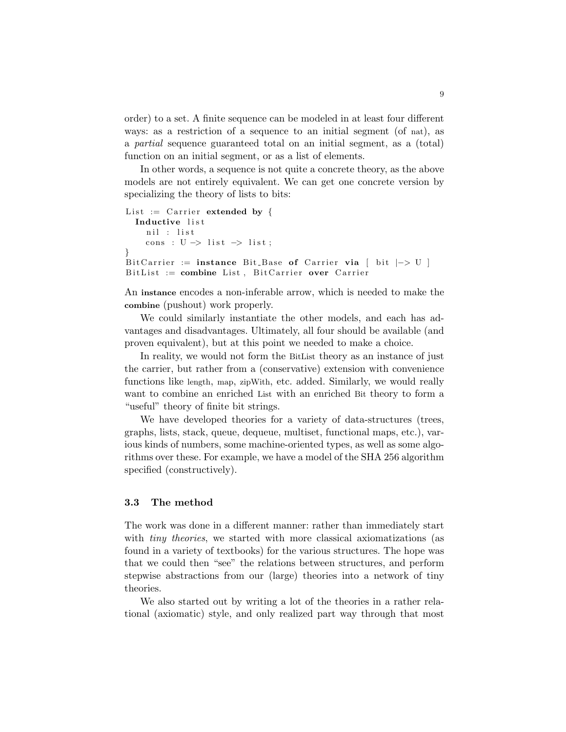order) to a set. A finite sequence can be modeled in at least four different ways: as a restriction of a sequence to an initial segment (of nat), as a *partial* sequence guaranteed total on an initial segment, as a (total) function on an initial segment, or as a list of elements.

In other words, a sequence is not quite a concrete theory, as the above models are not entirely equivalent. We can get one concrete version by specializing the theory of lists to bits:

```
List := Carrier extended by {
  Inductive list
    nil : list
    cons : U -> list -> list;
}
BitCarrier := instance Bit_Base of Carrier via [ bit |-> U ]
BitList := combine List, BitCarrier over Carrier
```

An **instance** encodes a non-inferable arrow, which is needed to make the **combine** (pushout) work properly.

We could similarly instantiate the other models, and each has advantages and disadvantages. Ultimately, all four should be available (and proven equivalent), but at this point we needed to make a choice.

In reality, we would not form the BitList theory as an instance of just the carrier, but rather from a (conservative) extension with convenience functions like length, map, zipWith, etc. added. Similarly, we would really want to combine an enriched List with an enriched Bit theory to form a "useful" theory of finite bit strings.

We have developed theories for a variety of data-structures (trees, graphs, lists, stack, queue, dequeue, multiset, functional maps, etc.), various kinds of numbers, some machine-oriented types, as well as some algorithms over these. For example, we have a model of the SHA 256 algorithm specified (constructively).

### 3.3 The method

The work was done in a different manner: rather than immediately start with *tiny theories*, we started with more classical axiomatizations (as found in a variety of textbooks) for the various structures. The hope was that we could then "see" the relations between structures, and perform stepwise abstractions from our (large) theories into a network of tiny theories.

We also started out by writing a lot of the theories in a rather relational (axiomatic) style, and only realized part way through that most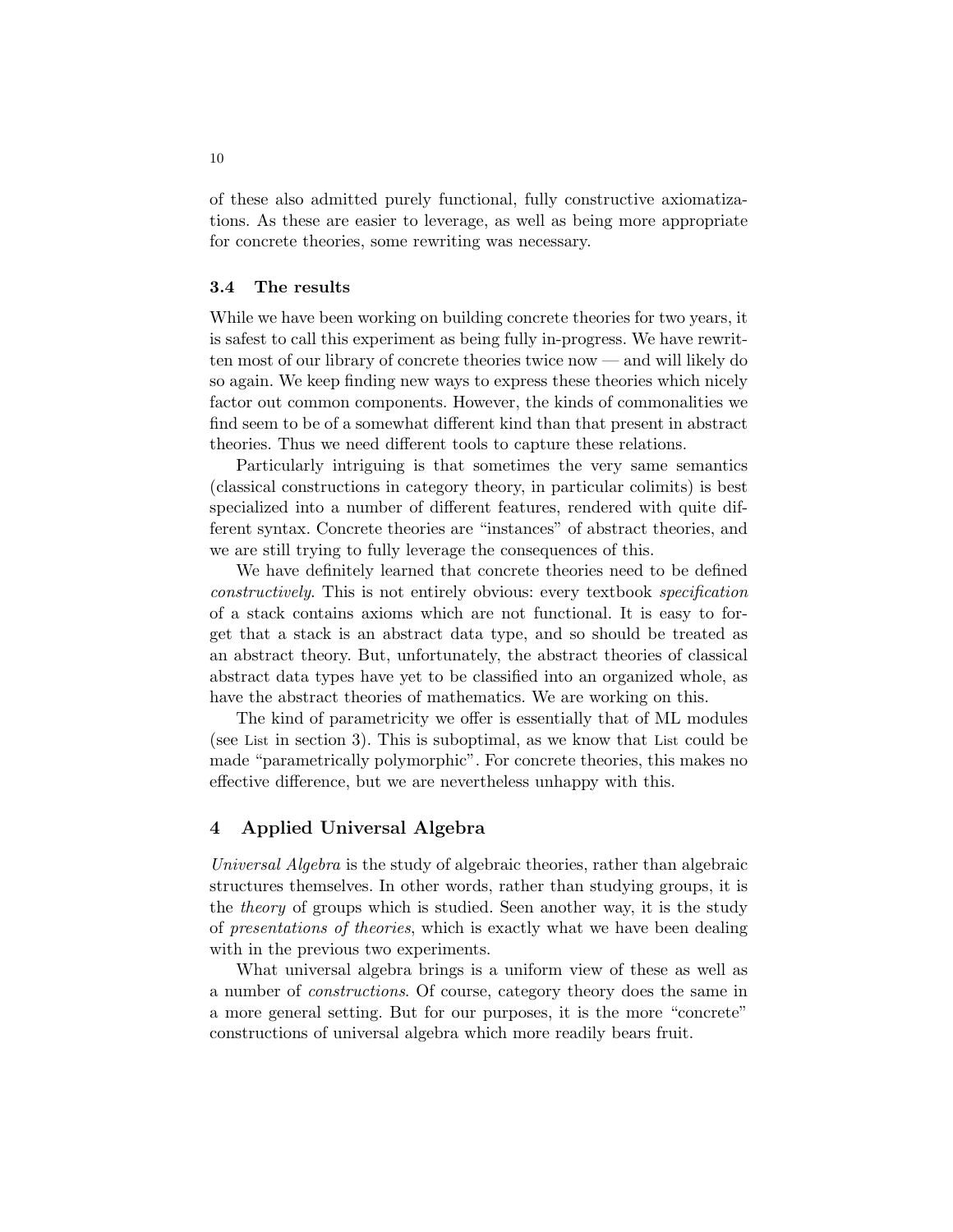of these also admitted purely functional, fully constructive axiomatizations. As these are easier to leverage, as well as being more appropriate for concrete theories, some rewriting was necessary.

### 3.4 The results

While we have been working on building concrete theories for two years, it is safest to call this experiment as being fully in-progress. We have rewritten most of our library of concrete theories twice now — and will likely do so again. We keep finding new ways to express these theories which nicely factor out common components. However, the kinds of commonalities we find seem to be of a somewhat different kind than that present in abstract theories. Thus we need different tools to capture these relations.

Particularly intriguing is that sometimes the very same semantics (classical constructions in category theory, in particular colimits) is best specialized into a number of different features, rendered with quite different syntax. Concrete theories are "instances" of abstract theories, and we are still trying to fully leverage the consequences of this.

We have definitely learned that concrete theories need to be defined *constructively*. This is not entirely obvious: every textbook *specification* of a stack contains axioms which are not functional. It is easy to forget that a stack is an abstract data type, and so should be treated as an abstract theory. But, unfortunately, the abstract theories of classical abstract data types have yet to be classified into an organized whole, as have the abstract theories of mathematics. We are working on this.

The kind of parametricity we offer is essentially that of ML modules (see List in section 3). This is suboptimal, as we know that List could be made "parametrically polymorphic". For concrete theories, this makes no effective difference, but we are nevertheless unhappy with this.

## 4 Applied Universal Algebra

*Universal Algebra* is the study of algebraic theories, rather than algebraic structures themselves. In other words, rather than studying groups, it is the *theory* of groups which is studied. Seen another way, it is the study of *presentations of theories*, which is exactly what we have been dealing with in the previous two experiments.

What universal algebra brings is a uniform view of these as well as a number of *constructions*. Of course, category theory does the same in a more general setting. But for our purposes, it is the more "concrete" constructions of universal algebra which more readily bears fruit.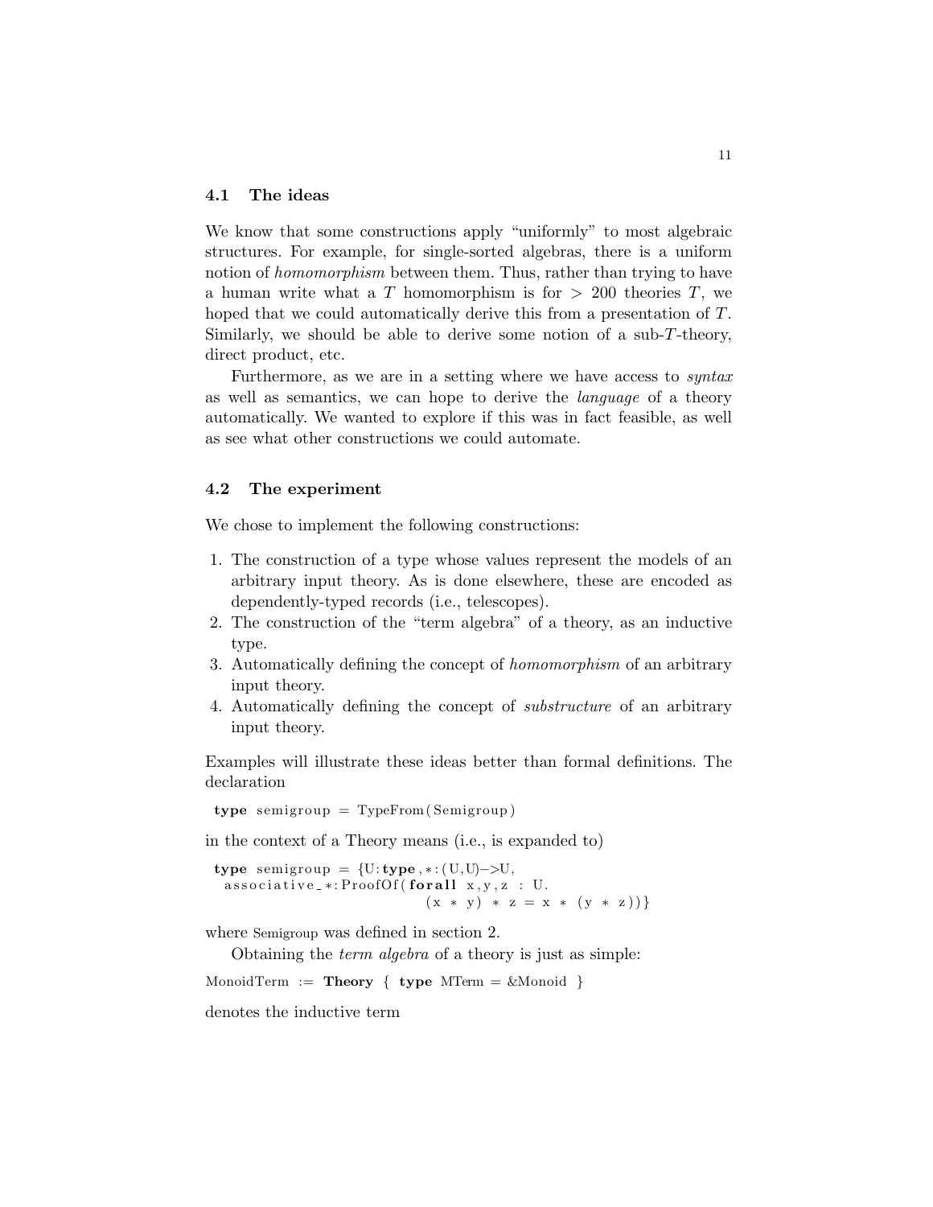### 4.1 The ideas

We know that some constructions apply "uniformly" to most algebraic structures. For example, for single-sorted algebras, there is a uniform notion of *homomorphism* between them. Thus, rather than trying to have a human write what a $T$ homomorphism is for $> 200$ theories $T$, we hoped that we could automatically derive this from a presentation of $T$. Similarly, we should be able to derive some notion of a sub-$T$-theory, direct product, etc.

Furthermore, as we are in a setting where we have access to *syntax* as well as semantics, we can hope to derive the *language* of a theory automatically. We wanted to explore if this was in fact feasible, as well as see what other constructions we could automate.

### 4.2 The experiment

We chose to implement the following constructions:

1. The construction of a type whose values represent the models of an arbitrary input theory. As is done elsewhere, these are encoded as dependently-typed records (i.e., telescopes).
2. The construction of the "term algebra" of a theory, as an inductive type.
3. Automatically defining the concept of *homomorphism* of an arbitrary input theory.
4. Automatically defining the concept of *substructure* of an arbitrary input theory.

Examples will illustrate these ideas better than formal definitions. The declaration

```
type semigroup = TypeFrom(Semigroup)
```

in the context of a Theory means (i.e., is expanded to)

```
type semigroup = {U:type,*:(U,U)->U,
  associative_*:ProofOf(forall x,y,z : U.
                         (x * y) * z = x * (y * z))}
```

where Semigroup was defined in section 2.

Obtaining the *term algebra* of a theory is just as simple:

```
MonoidTerm := Theory { type MTerm = &Monoid }
```

denotes the inductive term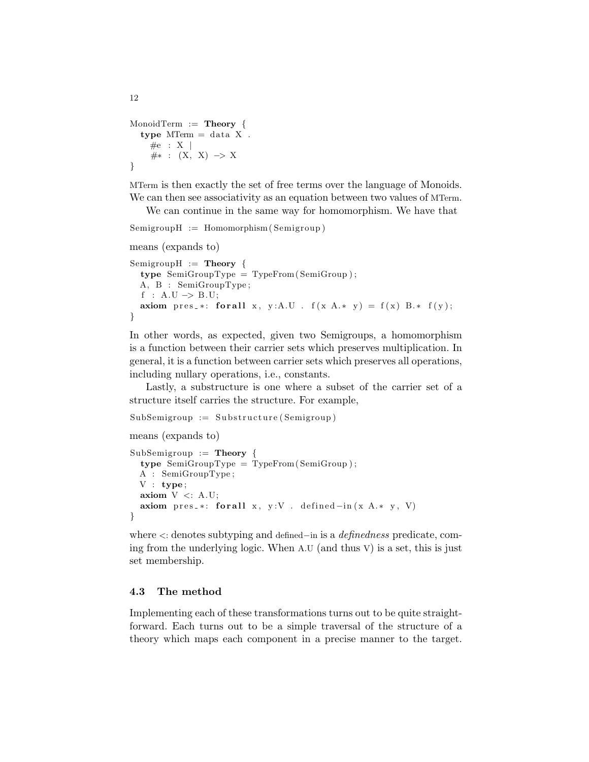```
MonoidTerm := Theory {
  type MTerm = data X .
    #e : X |
    #* : (X, X) -> X
}
```

MTerm is then exactly the set of free terms over the language of Monoids. We can then see associativity as an equation between two values of MTerm.

We can continue in the same way for homomorphism. We have that

```
SemigroupH := Homomorphism(Semigroup)
```

means (expands to)

```
SemigroupH := Theory {
  type SemiGroupType = TypeFrom(SemiGroup);
  A, B : SemiGroupType;
  f : A.U -> B.U;
  axiom pres_*: forall x, y:A.U . f(x A.* y) = f(x) B.* f(y);
}
```

In other words, as expected, given two Semigroups, a homomorphism is a function between their carrier sets which preserves multiplication. In general, it is a function between carrier sets which preserves all operations, including nullary operations, i.e., constants.

Lastly, a substructure is one where a subset of the carrier set of a structure itself carries the structure. For example,

```
SubSemigroup := Substructure(Semigroup)
```

means (expands to)

```
SubSemigroup := Theory {
  type SemiGroupType = TypeFrom(SemiGroup);
  A : SemiGroupType;
  V : type;
  axiom V <: A.U;
  axiom pres_*: forall x, y:V . defined-in(x A.* y, V)
}
```

where <: denotes subtyping and defined−in is a *definedness* predicate, coming from the underlying logic. When A.U (and thus V) is a set, this is just set membership.

### 4.3 The method

Implementing each of these transformations turns out to be quite straightforward. Each turns out to be a simple traversal of the structure of a theory which maps each component in a precise manner to the target.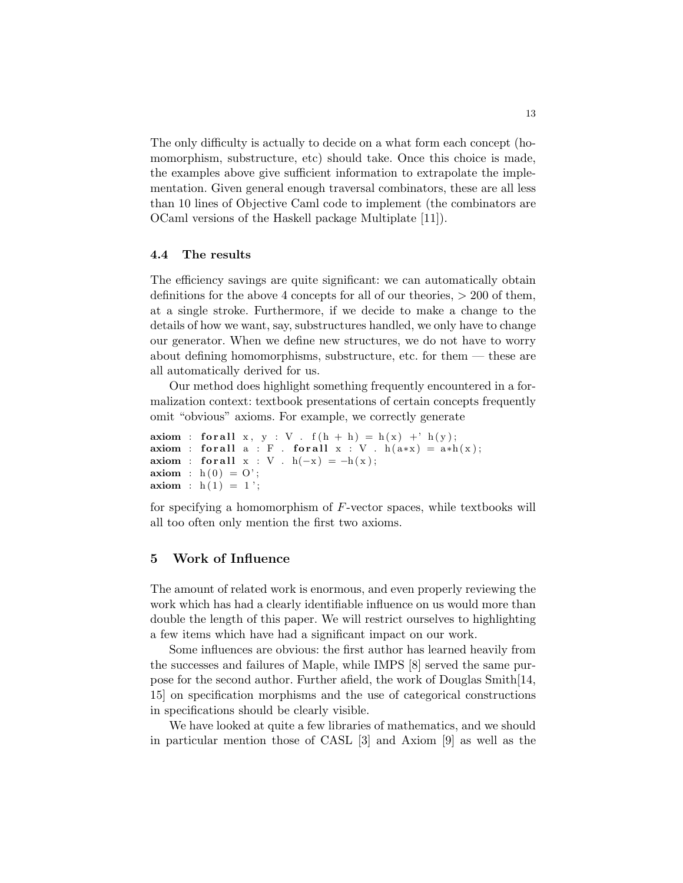The only difficulty is actually to decide on a what form each concept (homomorphism, substructure, etc) should take. Once this choice is made, the examples above give sufficient information to extrapolate the implementation. Given general enough traversal combinators, these are all less than 10 lines of Objective Caml code to implement (the combinators are OCaml versions of the Haskell package Multiplate [11]).

### 4.4 The results

The efficiency savings are quite significant: we can automatically obtain definitions for the above 4 concepts for all of our theories, > 200 of them, at a single stroke. Furthermore, if we decide to make a change to the details of how we want, say, substructures handled, we only have to change our generator. When we define new structures, we do not have to worry about defining homomorphisms, substructure, etc. for them — these are all automatically derived for us.

Our method does highlight something frequently encountered in a formalization context: textbook presentations of certain concepts frequently omit "obvious" axioms. For example, we correctly generate

```
axiom : forall x, y : V . f(h + h) = h(x) +' h(y);
axiom : forall a : F . forall x : V . h(a*x) = a*h(x);
axiom : forall x : V . h(-x) = -h(x);
axiom : h(0) = O';
axiom : h(1) = 1';
```

for specifying a homomorphism of $F$-vector spaces, while textbooks will all too often only mention the first two axioms.

## 5 Work of Influence

The amount of related work is enormous, and even properly reviewing the work which has had a clearly identifiable influence on us would more than double the length of this paper. We will restrict ourselves to highlighting a few items which have had a significant impact on our work.

Some influences are obvious: the first author has learned heavily from the successes and failures of Maple, while IMPS [8] served the same purpose for the second author. Further afield, the work of Douglas Smith[14, 15] on specification morphisms and the use of categorical constructions in specifications should be clearly visible.

We have looked at quite a few libraries of mathematics, and we should in particular mention those of CASL [3] and Axiom [9] as well as the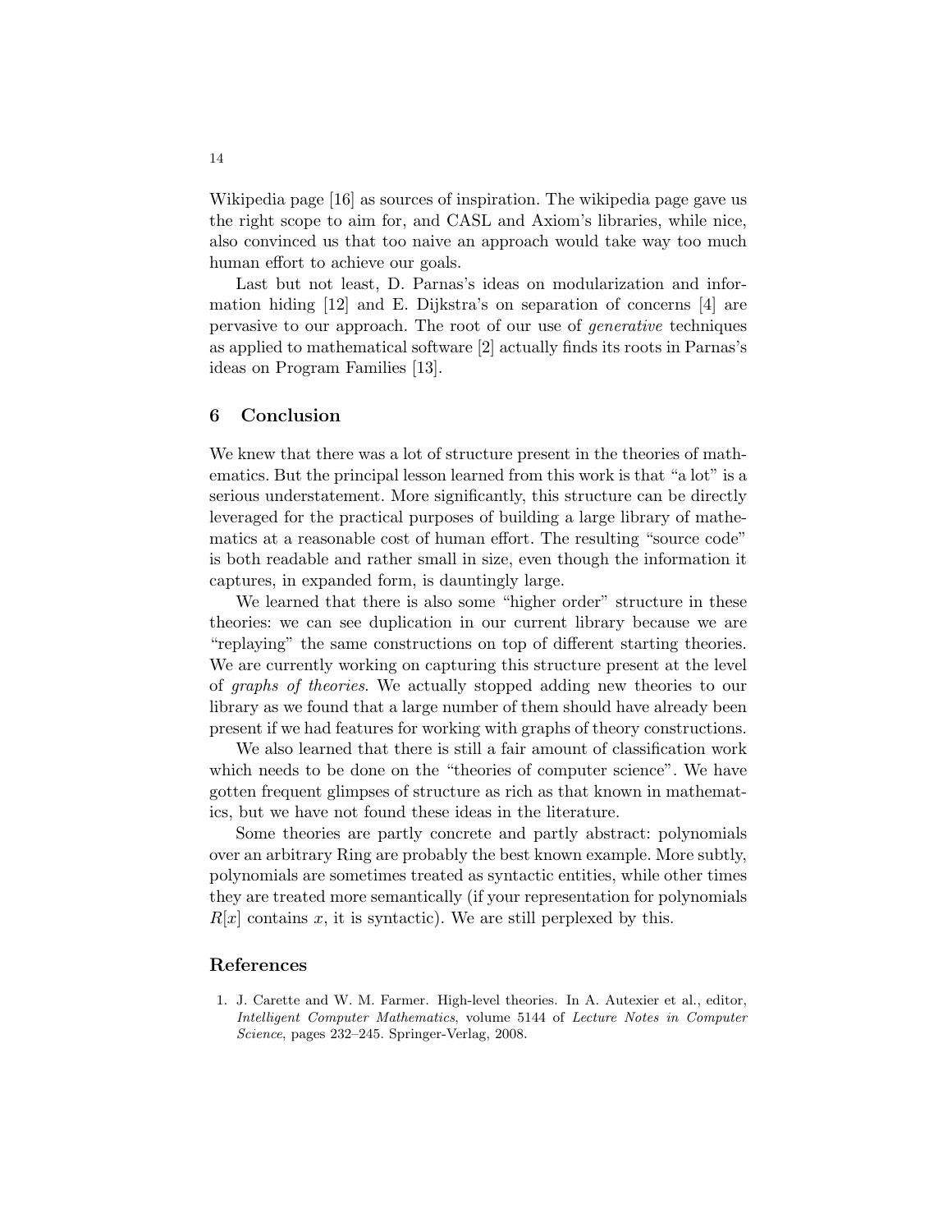Wikipedia page [16] as sources of inspiration. The wikipedia page gave us the right scope to aim for, and CASL and Axiom's libraries, while nice, also convinced us that too naive an approach would take way too much human effort to achieve our goals.

Last but not least, D. Parnas's ideas on modularization and information hiding [12] and E. Dijkstra's on separation of concerns [4] are pervasive to our approach. The root of our use of *generative* techniques as applied to mathematical software [2] actually finds its roots in Parnas's ideas on Program Families [13].

## 6 Conclusion

We knew that there was a lot of structure present in the theories of mathematics. But the principal lesson learned from this work is that "a lot" is a serious understatement. More significantly, this structure can be directly leveraged for the practical purposes of building a large library of mathematics at a reasonable cost of human effort. The resulting "source code" is both readable and rather small in size, even though the information it captures, in expanded form, is dauntingly large.

We learned that there is also some "higher order" structure in these theories: we can see duplication in our current library because we are "replaying" the same constructions on top of different starting theories. We are currently working on capturing this structure present at the level of *graphs of theories*. We actually stopped adding new theories to our library as we found that a large number of them should have already been present if we had features for working with graphs of theory constructions.

We also learned that there is still a fair amount of classification work which needs to be done on the "theories of computer science". We have gotten frequent glimpses of structure as rich as that known in mathematics, but we have not found these ideas in the literature.

Some theories are partly concrete and partly abstract: polynomials over an arbitrary Ring are probably the best known example. More subtly, polynomials are sometimes treated as syntactic entities, while other times they are treated more semantically (if your representation for polynomials $R[x]$ contains $x$, it is syntactic). We are still perplexed by this.

## References

1. J. Carette and W. M. Farmer. High-level theories. In A. Autexier et al., editor, *Intelligent Computer Mathematics*, volume 5144 of *Lecture Notes in Computer Science*, pages 232–245. Springer-Verlag, 2008.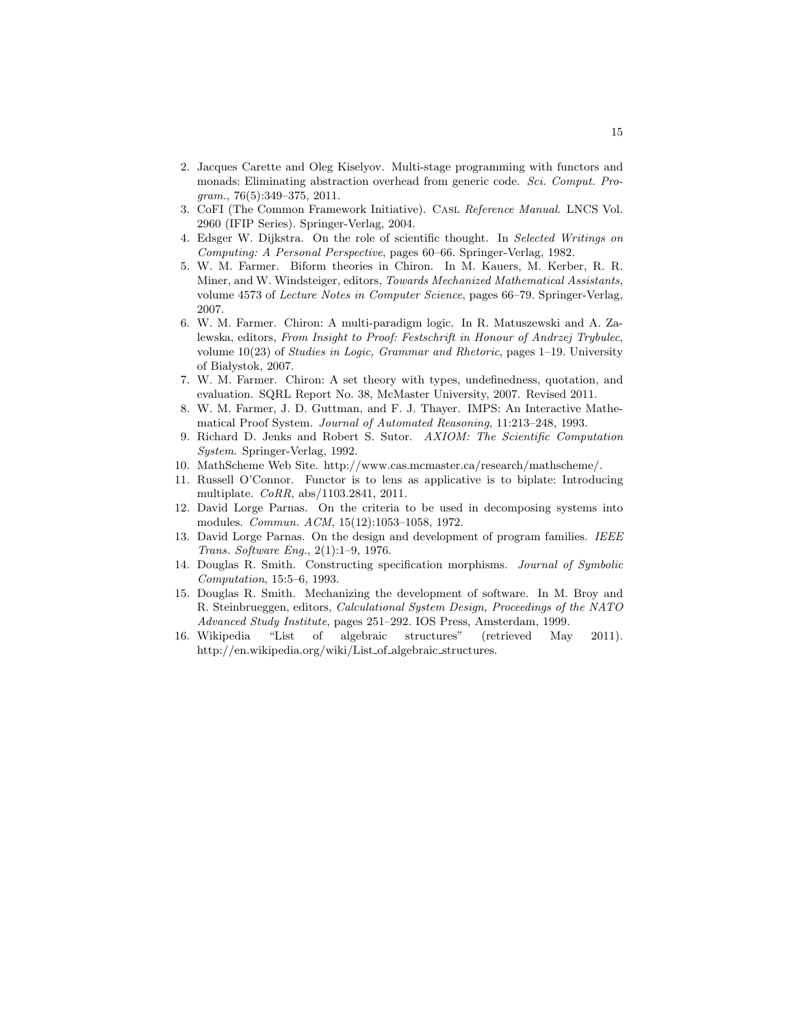2. Jacques Carette and Oleg Kiselyov. Multi-stage programming with functors and monads: Eliminating abstraction overhead from generic code. *Sci. Comput. Program.*, 76(5):349–375, 2011.
3. CoFI (The Common Framework Initiative). Casl *Reference Manual*. LNCS Vol. 2960 (IFIP Series). Springer-Verlag, 2004.
4. Edsger W. Dijkstra. On the role of scientific thought. In *Selected Writings on Computing: A Personal Perspective*, pages 60–66. Springer-Verlag, 1982.
5. W. M. Farmer. Biform theories in Chiron. In M. Kauers, M. Kerber, R. R. Miner, and W. Windsteiger, editors, *Towards Mechanized Mathematical Assistants*, volume 4573 of *Lecture Notes in Computer Science*, pages 66–79. Springer-Verlag, 2007.
6. W. M. Farmer. Chiron: A multi-paradigm logic. In R. Matuszewski and A. Zalewska, editors, *From Insight to Proof: Festschrift in Honour of Andrzej Trybulec*, volume 10(23) of *Studies in Logic, Grammar and Rhetoric*, pages 1–19. University of Białystok, 2007.
7. W. M. Farmer. Chiron: A set theory with types, undefinedness, quotation, and evaluation. SQRL Report No. 38, McMaster University, 2007. Revised 2011.
8. W. M. Farmer, J. D. Guttman, and F. J. Thayer. IMPS: An Interactive Mathematical Proof System. *Journal of Automated Reasoning*, 11:213–248, 1993.
9. Richard D. Jenks and Robert S. Sutor. *AXIOM: The Scientific Computation System*. Springer-Verlag, 1992.
10. MathScheme Web Site. http://www.cas.mcmaster.ca/research/mathscheme/.
11. Russell O'Connor. Functor is to lens as applicative is to biplate: Introducing multiplate. *CoRR*, abs/1103.2841, 2011.
12. David Lorge Parnas. On the criteria to be used in decomposing systems into modules. *Commun. ACM*, 15(12):1053–1058, 1972.
13. David Lorge Parnas. On the design and development of program families. *IEEE Trans. Software Eng.*, 2(1):1–9, 1976.
14. Douglas R. Smith. Constructing specification morphisms. *Journal of Symbolic Computation*, 15:5–6, 1993.
15. Douglas R. Smith. Mechanizing the development of software. In M. Broy and R. Steinbrueggen, editors, *Calculational System Design, Proceedings of the NATO Advanced Study Institute*, pages 251–292. IOS Press, Amsterdam, 1999.
16. Wikipedia "List of algebraic structures" (retrieved May 2011). http://en.wikipedia.org/wiki/List_of_algebraic_structures.